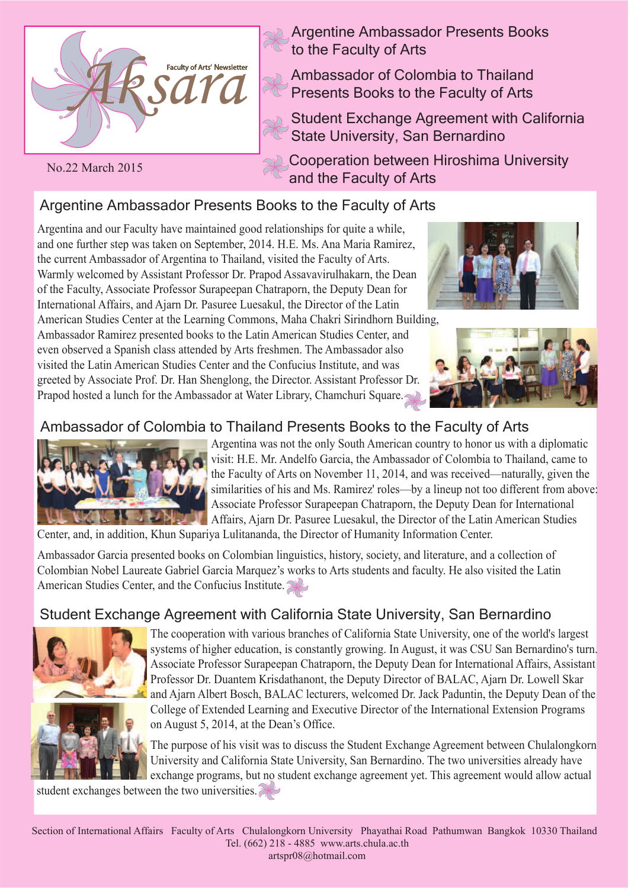# Aksara

Faculty of Arts' Newsletter

No.22 March 2015

- Argentine Ambassador Presents Books to the Faculty of Arts
- Ambassador of Colombia to Thailand Presents Books to the Faculty of Arts
- Student Exchange Agreement with California State University, San Bernardino
- Cooperation between Hiroshima University and the Faculty of Arts

## Argentine Ambassador Presents Books to the Faculty of Arts

Argentina and our Faculty have maintained good relationships for quite a while, and one further step was taken on September, 2014. H.E. Ms. Ana Maria Ramirez, the current Ambassador of Argentina to Thailand, visited the Faculty of Arts. Warmly welcomed by Assistant Professor Dr. Prapod Assavavirulhakarn, the Dean of the Faculty, Associate Professor Surapeepan Chatraporn, the Deputy Dean for International Affairs, and Ajarn Dr. Pasuree Luesakul, the Director of the Latin American Studies Center at the Learning Commons, Maha Chakri Sirindhorn Building, Ambassador Ramirez presented books to the Latin American Studies Center, and even observed a Spanish class attended by Arts freshmen. The Ambassador also visited the Latin American Studies Center and the Confucius Institute, and was greeted by Associate Prof. Dr. Han Shenglong, the Director. Assistant Professor Dr. Prapod hosted a lunch for the Ambassador at Water Library, Chamchuri Square.

## Ambassador of Colombia to Thailand Presents Books to the Faculty of Arts

Argentina was not the only South American country to honor us with a diplomatic visit: H.E. Mr. Andelfo Garcia, the Ambassador of Colombia to Thailand, came to the Faculty of Arts on November 11, 2014, and was received—naturally, given the similarities of his and Ms. Ramirez' roles—by a lineup not too different from above: Associate Professor Surapeepan Chatraporn, the Deputy Dean for International Affairs, Ajarn Dr. Pasuree Luesakul, the Director of the Latin American Studies Center, and, in addition, Khun Supariya Lulitananda, the Director of Humanity Information Center.

Ambassador Garcia presented books on Colombian linguistics, history, society, and literature, and a collection of Colombian Nobel Laureate Gabriel Garcia Marquez's works to Arts students and faculty. He also visited the Latin American Studies Center, and the Confucius Institute.

## Student Exchange Agreement with California State University, San Bernardino

The cooperation with various branches of California State University, one of the world's largest systems of higher education, is constantly growing. In August, it was CSU San Bernardino's turn. Associate Professor Surapeepan Chatraporn, the Deputy Dean for International Affairs, Assistant Professor Dr. Duantem Krisdathanont, the Deputy Director of BALAC, Ajarn Dr. Lowell Skar and Ajarn Albert Bosch, BALAC lecturers, welcomed Dr. Jack Paduntin, the Deputy Dean of the College of Extended Learning and Executive Director of the International Extension Programs on August 5, 2014, at the Dean's Office.

The purpose of his visit was to discuss the Student Exchange Agreement between Chulalongkorn University and California State University, San Bernardino. The two universities already have exchange programs, but no student exchange agreement yet. This agreement would allow actual student exchanges between the two universities.

Section of International Affairs Faculty of Arts Chulalongkorn University Phayathai Road Pathumwan Bangkok 10330 Thailand
Tel. (662) 218 - 4885 www.arts.chula.ac.th
artspr08@hotmail.com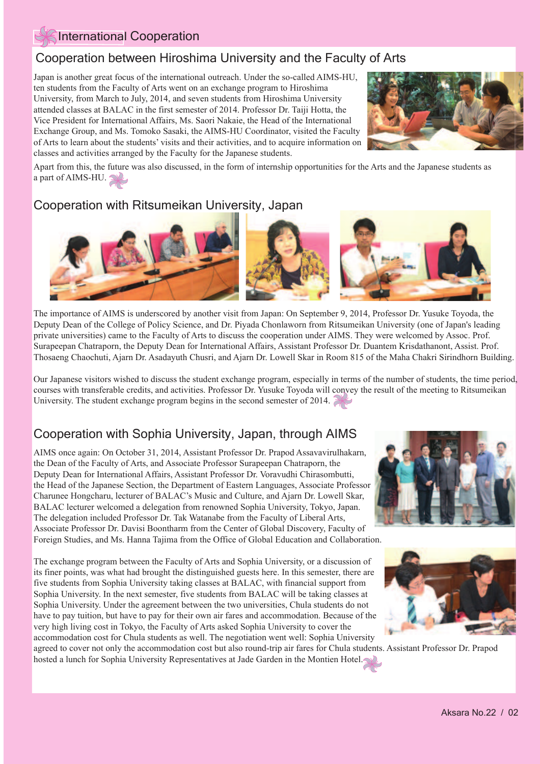# International Cooperation

## Cooperation between Hiroshima University and the Faculty of Arts

Japan is another great focus of the international outreach. Under the so-called AIMS-HU, ten students from the Faculty of Arts went on an exchange program to Hiroshima University, from March to July, 2014, and seven students from Hiroshima University attended classes at BALAC in the first semester of 2014. Professor Dr. Taiji Hotta, the Vice President for International Affairs, Ms. Saori Nakaie, the Head of the International Exchange Group, and Ms. Tomoko Sasaki, the AIMS-HU Coordinator, visited the Faculty of Arts to learn about the students' visits and their activities, and to acquire information on classes and activities arranged by the Faculty for the Japanese students.

Apart from this, the future was also discussed, in the form of internship opportunities for the Arts and the Japanese students as a part of AIMS-HU.

## Cooperation with Ritsumeikan University, Japan

The importance of AIMS is underscored by another visit from Japan: On September 9, 2014, Professor Dr. Yusuke Toyoda, the Deputy Dean of the College of Policy Science, and Dr. Piyada Chonlaworn from Ritsumeikan University (one of Japan's leading private universities) came to the Faculty of Arts to discuss the cooperation under AIMS. They were welcomed by Assoc. Prof. Surapeepan Chatraporn, the Deputy Dean for International Affairs, Assistant Professor Dr. Duantem Krisdathanont, Assist. Prof. Thosaeng Chaochuti, Ajarn Dr. Asadayuth Chusri, and Ajarn Dr. Lowell Skar in Room 815 of the Maha Chakri Sirindhorn Building.

Our Japanese visitors wished to discuss the student exchange program, especially in terms of the number of students, the time period, courses with transferable credits, and activities. Professor Dr. Yusuke Toyoda will convey the result of the meeting to Ritsumeikan University. The student exchange program begins in the second semester of 2014.

## Cooperation with Sophia University, Japan, through AIMS

AIMS once again: On October 31, 2014, Assistant Professor Dr. Prapod Assavavirulhakarn, the Dean of the Faculty of Arts, and Associate Professor Surapeepan Chatraporn, the Deputy Dean for International Affairs, Assistant Professor Dr. Voravudhi Chirasombutti, the Head of the Japanese Section, the Department of Eastern Languages, Associate Professor Charunee Hongcharu, lecturer of BALAC's Music and Culture, and Ajarn Dr. Lowell Skar, BALAC lecturer welcomed a delegation from renowned Sophia University, Tokyo, Japan. The delegation included Professor Dr. Tak Watanabe from the Faculty of Liberal Arts, Associate Professor Dr. Davisi Boontharm from the Center of Global Discovery, Faculty of Foreign Studies, and Ms. Hanna Tajima from the Office of Global Education and Collaboration.

The exchange program between the Faculty of Arts and Sophia University, or a discussion of its finer points, was what had brought the distinguished guests here. In this semester, there are five students from Sophia University taking classes at BALAC, with financial support from Sophia University. In the next semester, five students from BALAC will be taking classes at Sophia University. Under the agreement between the two universities, Chula students do not have to pay tuition, but have to pay for their own air fares and accommodation. Because of the very high living cost in Tokyo, the Faculty of Arts asked Sophia University to cover the accommodation cost for Chula students as well. The negotiation went well: Sophia University agreed to cover not only the accommodation cost but also round-trip air fares for Chula students. Assistant Professor Dr. Prapod hosted a lunch for Sophia University Representatives at Jade Garden in the Montien Hotel.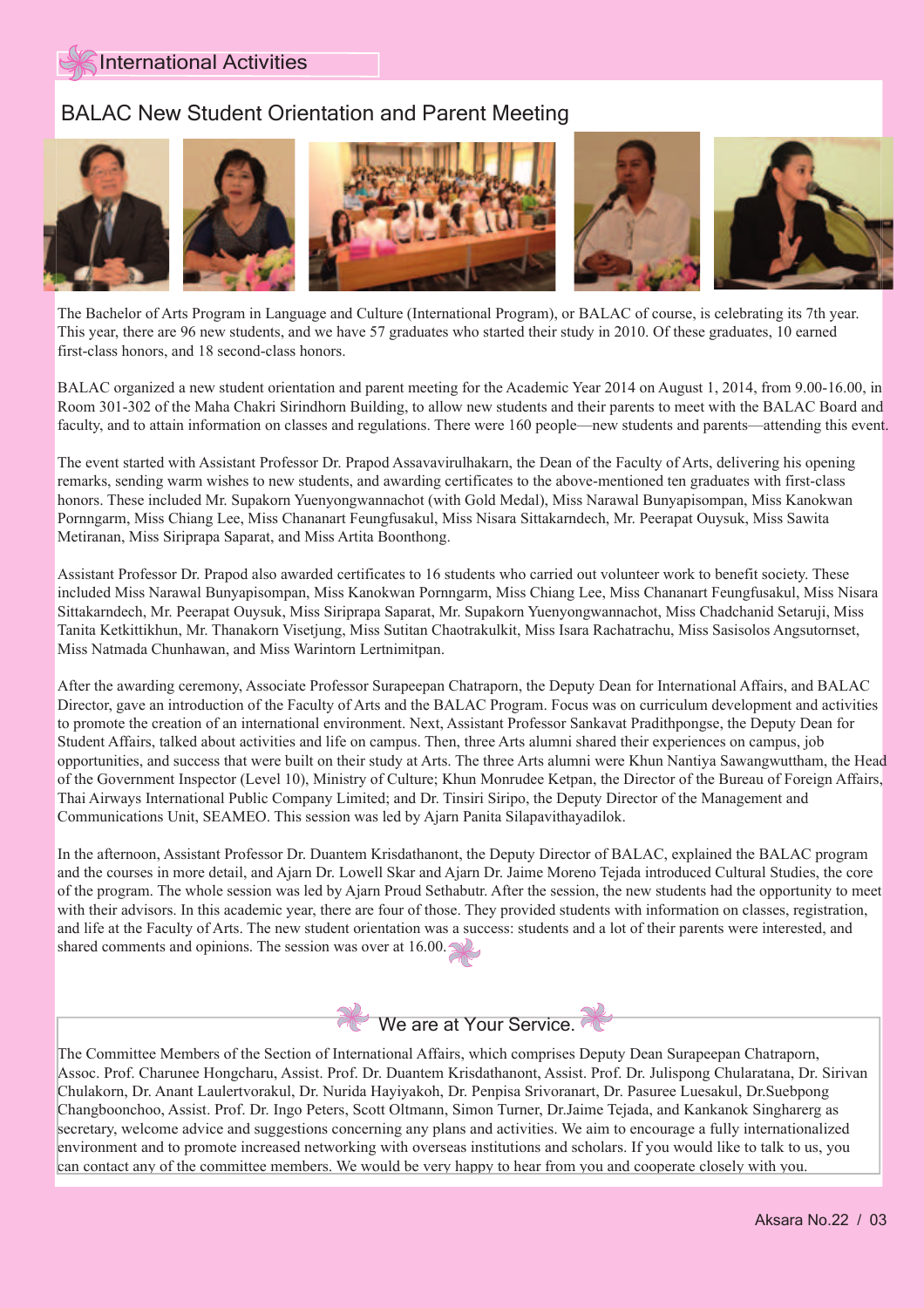International Activities

## BALAC New Student Orientation and Parent Meeting

The Bachelor of Arts Program in Language and Culture (International Program), or BALAC of course, is celebrating its 7th year. This year, there are 96 new students, and we have 57 graduates who started their study in 2010. Of these graduates, 10 earned first-class honors, and 18 second-class honors.

BALAC organized a new student orientation and parent meeting for the Academic Year 2014 on August 1, 2014, from 9.00-16.00, in Room 301-302 of the Maha Chakri Sirindhorn Building, to allow new students and their parents to meet with the BALAC Board and faculty, and to attain information on classes and regulations. There were 160 people—new students and parents—attending this event.

The event started with Assistant Professor Dr. Prapod Assavavirulhakarn, the Dean of the Faculty of Arts, delivering his opening remarks, sending warm wishes to new students, and awarding certificates to the above-mentioned ten graduates with first-class honors. These included Mr. Supakorn Yuenyongwannachot (with Gold Medal), Miss Narawal Bunyapisompan, Miss Kanokwan Pornngarm, Miss Chiang Lee, Miss Chananart Feungfusakul, Miss Nisara Sittakarndech, Mr. Peerapat Ouysuk, Miss Sawita Metiranan, Miss Siriprapa Saparat, and Miss Artita Boonthong.

Assistant Professor Dr. Prapod also awarded certificates to 16 students who carried out volunteer work to benefit society. These included Miss Narawal Bunyapisompan, Miss Kanokwan Pornngarm, Miss Chiang Lee, Miss Chananart Feungfusakul, Miss Nisara Sittakarndech, Mr. Peerapat Ouysuk, Miss Siriprapa Saparat, Mr. Supakorn Yuenyongwannachot, Miss Chadchanid Setaruji, Miss Tanita Ketkittikhun, Mr. Thanakorn Visetjung, Miss Sutitan Chaotrakulkit, Miss Isara Rachatrachu, Miss Sasisolos Angsutornset, Miss Natmada Chunhawan, and Miss Warintorn Lertnimitpan.

After the awarding ceremony, Associate Professor Surapeepan Chatraporn, the Deputy Dean for International Affairs, and BALAC Director, gave an introduction of the Faculty of Arts and the BALAC Program. Focus was on curriculum development and activities to promote the creation of an international environment. Next, Assistant Professor Sankavat Pradithpongse, the Deputy Dean for Student Affairs, talked about activities and life on campus. Then, three Arts alumni shared their experiences on campus, job opportunities, and success that were built on their study at Arts. The three Arts alumni were Khun Nantiya Sawangwuttham, the Head of the Government Inspector (Level 10), Ministry of Culture; Khun Monrudee Ketpan, the Director of the Bureau of Foreign Affairs, Thai Airways International Public Company Limited; and Dr. Tinsiri Siripo, the Deputy Director of the Management and Communications Unit, SEAMEO. This session was led by Ajarn Panita Silapavithayadilok.

In the afternoon, Assistant Professor Dr. Duantem Krisdathanont, the Deputy Director of BALAC, explained the BALAC program and the courses in more detail, and Ajarn Dr. Lowell Skar and Ajarn Dr. Jaime Moreno Tejada introduced Cultural Studies, the core of the program. The whole session was led by Ajarn Proud Sethabutr. After the session, the new students had the opportunity to meet with their advisors. In this academic year, there are four of those. They provided students with information on classes, registration, and life at the Faculty of Arts. The new student orientation was a success: students and a lot of their parents were interested, and shared comments and opinions. The session was over at 16.00.

### We are at Your Service.

The Committee Members of the Section of International Affairs, which comprises Deputy Dean Surapeepan Chatraporn, Assoc. Prof. Charunee Hongcharu, Assist. Prof. Dr. Duantem Krisdathanont, Assist. Prof. Dr. Julispong Chularatana, Dr. Sirivan Chulakorn, Dr. Anant Laulertvorakul, Dr. Nurida Hayiyakoh, Dr. Penpisa Srivoranart, Dr. Pasuree Luesakul, Dr.Suebpong Changboonchoo, Assist. Prof. Dr. Ingo Peters, Scott Oltmann, Simon Turner, Dr.Jaime Tejada, and Kankanok Singharerg as secretary, welcome advice and suggestions concerning any plans and activities. We aim to encourage a fully internationalized environment and to promote increased networking with overseas institutions and scholars. If you would like to talk to us, you can contact any of the committee members. We would be very happy to hear from you and cooperate closely with you.